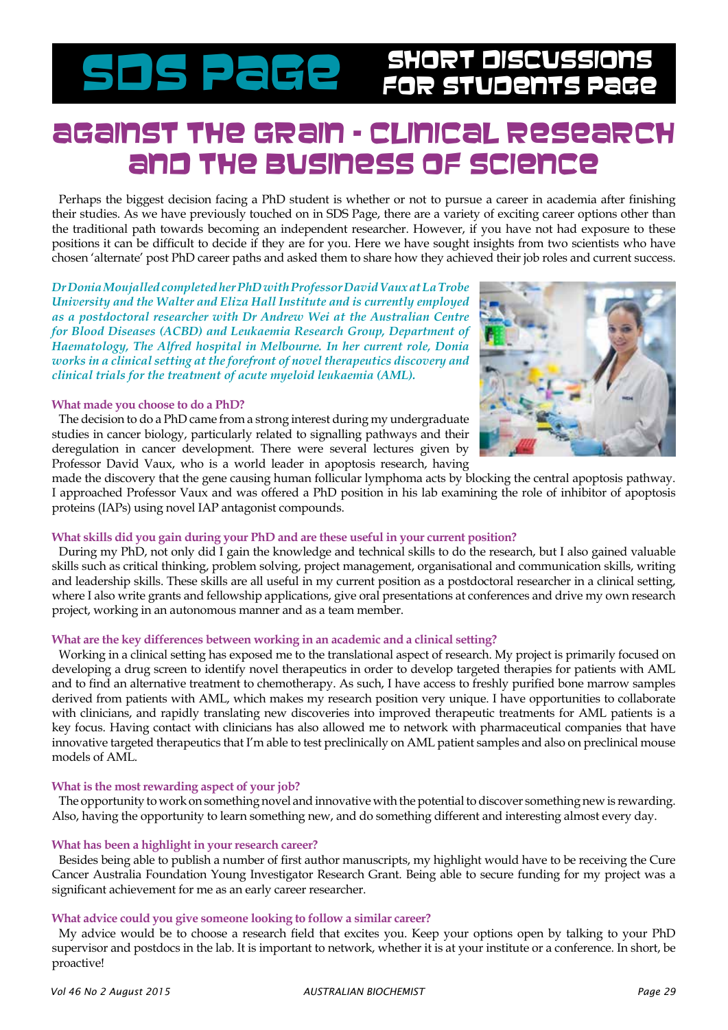# SDS Page — Short Discussions for Students Page

## Against the Grain - Clinical Research and the Business of Science

Perhaps the biggest decision facing a PhD student is whether or not to pursue a career in academia after finishing their studies. As we have previously touched on in SDS Page, there are a variety of exciting career options other than the traditional path towards becoming an independent researcher. However, if you have not had exposure to these positions it can be difficult to decide if they are for you. Here we have sought insights from two scientists who have chosen 'alternate' post PhD career paths and asked them to share how they achieved their job roles and current success.

***Dr Donia Moujalled completed her PhD with Professor David Vaux at La Trobe University and the Walter and Eliza Hall Institute and is currently employed as a postdoctoral researcher with Dr Andrew Wei at the Australian Centre for Blood Diseases (ACBD) and Leukaemia Research Group, Department of Haematology, The Alfred hospital in Melbourne. In her current role, Donia works in a clinical setting at the forefront of novel therapeutics discovery and clinical trials for the treatment of acute myeloid leukaemia (AML).***

**What made you choose to do a PhD?**

The decision to do a PhD came from a strong interest during my undergraduate studies in cancer biology, particularly related to signalling pathways and their deregulation in cancer development. There were several lectures given by Professor David Vaux, who is a world leader in apoptosis research, having made the discovery that the gene causing human follicular lymphoma acts by blocking the central apoptosis pathway. I approached Professor Vaux and was offered a PhD position in his lab examining the role of inhibitor of apoptosis proteins (IAPs) using novel IAP antagonist compounds.

**What skills did you gain during your PhD and are these useful in your current position?**

During my PhD, not only did I gain the knowledge and technical skills to do the research, but I also gained valuable skills such as critical thinking, problem solving, project management, organisational and communication skills, writing and leadership skills. These skills are all useful in my current position as a postdoctoral researcher in a clinical setting, where I also write grants and fellowship applications, give oral presentations at conferences and drive my own research project, working in an autonomous manner and as a team member.

**What are the key differences between working in an academic and a clinical setting?**

Working in a clinical setting has exposed me to the translational aspect of research. My project is primarily focused on developing a drug screen to identify novel therapeutics in order to develop targeted therapies for patients with AML and to find an alternative treatment to chemotherapy. As such, I have access to freshly purified bone marrow samples derived from patients with AML, which makes my research position very unique. I have opportunities to collaborate with clinicians, and rapidly translating new discoveries into improved therapeutic treatments for AML patients is a key focus. Having contact with clinicians has also allowed me to network with pharmaceutical companies that have innovative targeted therapeutics that I'm able to test preclinically on AML patient samples and also on preclinical mouse models of AML.

**What is the most rewarding aspect of your job?**

The opportunity to work on something novel and innovative with the potential to discover something new is rewarding. Also, having the opportunity to learn something new, and do something different and interesting almost every day.

**What has been a highlight in your research career?**

Besides being able to publish a number of first author manuscripts, my highlight would have to be receiving the Cure Cancer Australia Foundation Young Investigator Research Grant. Being able to secure funding for my project was a significant achievement for me as an early career researcher.

**What advice could you give someone looking to follow a similar career?**

My advice would be to choose a research field that excites you. Keep your options open by talking to your PhD supervisor and postdocs in the lab. It is important to network, whether it is at your institute or a conference. In short, be proactive!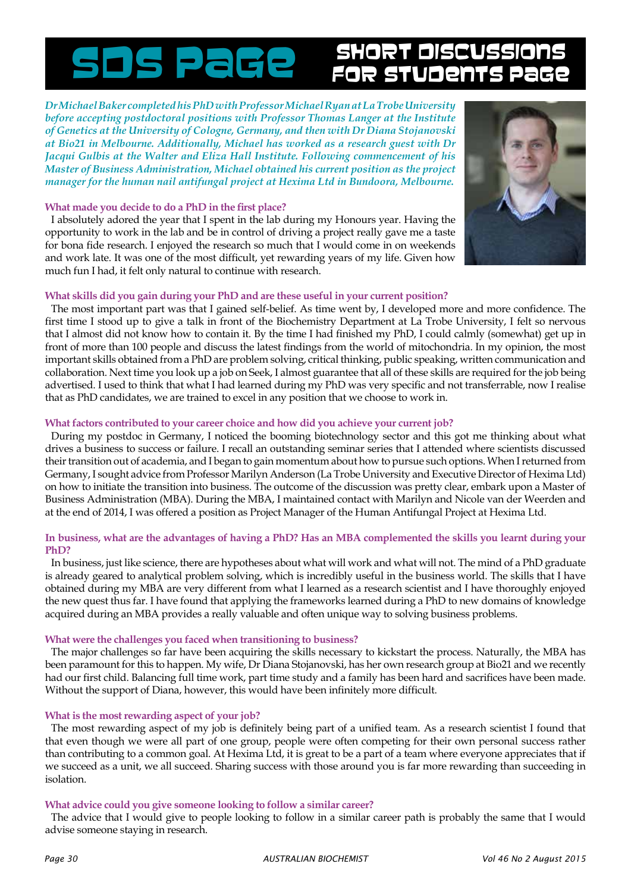# SDS Page — Short Discussions for Students Page

*Dr Michael Baker completed his PhD with Professor Michael Ryan at La Trobe University before accepting postdoctoral positions with Professor Thomas Langer at the Institute of Genetics at the University of Cologne, Germany, and then with Dr Diana Stojanovski at Bio21 in Melbourne. Additionally, Michael has worked as a research guest with Dr Jacqui Gulbis at the Walter and Eliza Hall Institute. Following commencement of his Master of Business Administration, Michael obtained his current position as the project manager for the human nail antifungal project at Hexima Ltd in Bundoora, Melbourne.*

**What made you decide to do a PhD in the first place?**

I absolutely adored the year that I spent in the lab during my Honours year. Having the opportunity to work in the lab and be in control of driving a project really gave me a taste for bona fide research. I enjoyed the research so much that I would come in on weekends and work late. It was one of the most difficult, yet rewarding years of my life. Given how much fun I had, it felt only natural to continue with research.

**What skills did you gain during your PhD and are these useful in your current position?**

The most important part was that I gained self-belief. As time went by, I developed more and more confidence. The first time I stood up to give a talk in front of the Biochemistry Department at La Trobe University, I felt so nervous that I almost did not know how to contain it. By the time I had finished my PhD, I could calmly (somewhat) get up in front of more than 100 people and discuss the latest findings from the world of mitochondria. In my opinion, the most important skills obtained from a PhD are problem solving, critical thinking, public speaking, written communication and collaboration. Next time you look up a job on Seek, I almost guarantee that all of these skills are required for the job being advertised. I used to think that what I had learned during my PhD was very specific and not transferrable, now I realise that as PhD candidates, we are trained to excel in any position that we choose to work in.

**What factors contributed to your career choice and how did you achieve your current job?**

During my postdoc in Germany, I noticed the booming biotechnology sector and this got me thinking about what drives a business to success or failure. I recall an outstanding seminar series that I attended where scientists discussed their transition out of academia, and I began to gain momentum about how to pursue such options. When I returned from Germany, I sought advice from Professor Marilyn Anderson (La Trobe University and Executive Director of Hexima Ltd) on how to initiate the transition into business. The outcome of the discussion was pretty clear, embark upon a Master of Business Administration (MBA). During the MBA, I maintained contact with Marilyn and Nicole van der Weerden and at the end of 2014, I was offered a position as Project Manager of the Human Antifungal Project at Hexima Ltd.

**In business, what are the advantages of having a PhD? Has an MBA complemented the skills you learnt during your PhD?**

In business, just like science, there are hypotheses about what will work and what will not. The mind of a PhD graduate is already geared to analytical problem solving, which is incredibly useful in the business world. The skills that I have obtained during my MBA are very different from what I learned as a research scientist and I have thoroughly enjoyed the new quest thus far. I have found that applying the frameworks learned during a PhD to new domains of knowledge acquired during an MBA provides a really valuable and often unique way to solving business problems.

**What were the challenges you faced when transitioning to business?**

The major challenges so far have been acquiring the skills necessary to kickstart the process. Naturally, the MBA has been paramount for this to happen. My wife, Dr Diana Stojanovski, has her own research group at Bio21 and we recently had our first child. Balancing full time work, part time study and a family has been hard and sacrifices have been made. Without the support of Diana, however, this would have been infinitely more difficult.

**What is the most rewarding aspect of your job?**

The most rewarding aspect of my job is definitely being part of a unified team. As a research scientist I found that that even though we were all part of one group, people were often competing for their own personal success rather than contributing to a common goal. At Hexima Ltd, it is great to be a part of a team where everyone appreciates that if we succeed as a unit, we all succeed. Sharing success with those around you is far more rewarding than succeeding in isolation.

**What advice could you give someone looking to follow a similar career?**

The advice that I would give to people looking to follow in a similar career path is probably the same that I would advise someone staying in research.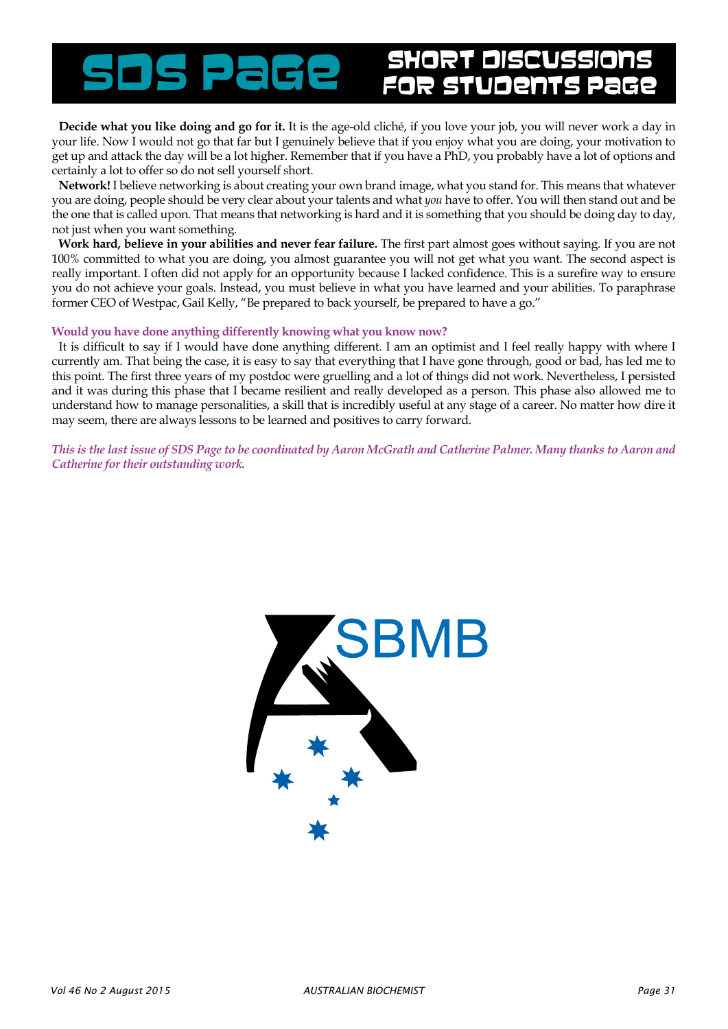**Decide what you like doing and go for it.** It is the age-old cliché, if you love your job, you will never work a day in your life. Now I would not go that far but I genuinely believe that if you enjoy what you are doing, your motivation to get up and attack the day will be a lot higher. Remember that if you have a PhD, you probably have a lot of options and certainly a lot to offer so do not sell yourself short.

**Network!** I believe networking is about creating your own brand image, what you stand for. This means that whatever you are doing, people should be very clear about your talents and what *you* have to offer. You will then stand out and be the one that is called upon. That means that networking is hard and it is something that you should be doing day to day, not just when you want something.

**Work hard, believe in your abilities and never fear failure.** The first part almost goes without saying. If you are not 100% committed to what you are doing, you almost guarantee you will not get what you want. The second aspect is really important. I often did not apply for an opportunity because I lacked confidence. This is a surefire way to ensure you do not achieve your goals. Instead, you must believe in what you have learned and your abilities. To paraphrase former CEO of Westpac, Gail Kelly, "Be prepared to back yourself, be prepared to have a go."

### Would you have done anything differently knowing what you know now?

It is difficult to say if I would have done anything different. I am an optimist and I feel really happy with where I currently am. That being the case, it is easy to say that everything that I have gone through, good or bad, has led me to this point. The first three years of my postdoc were gruelling and a lot of things did not work. Nevertheless, I persisted and it was during this phase that I became resilient and really developed as a person. This phase also allowed me to understand how to manage personalities, a skill that is incredibly useful at any stage of a career. No matter how dire it may seem, there are always lessons to be learned and positives to carry forward.

***This is the last issue of SDS Page to be coordinated by Aaron McGrath and Catherine Palmer. Many thanks to Aaron and Catherine for their outstanding work.***